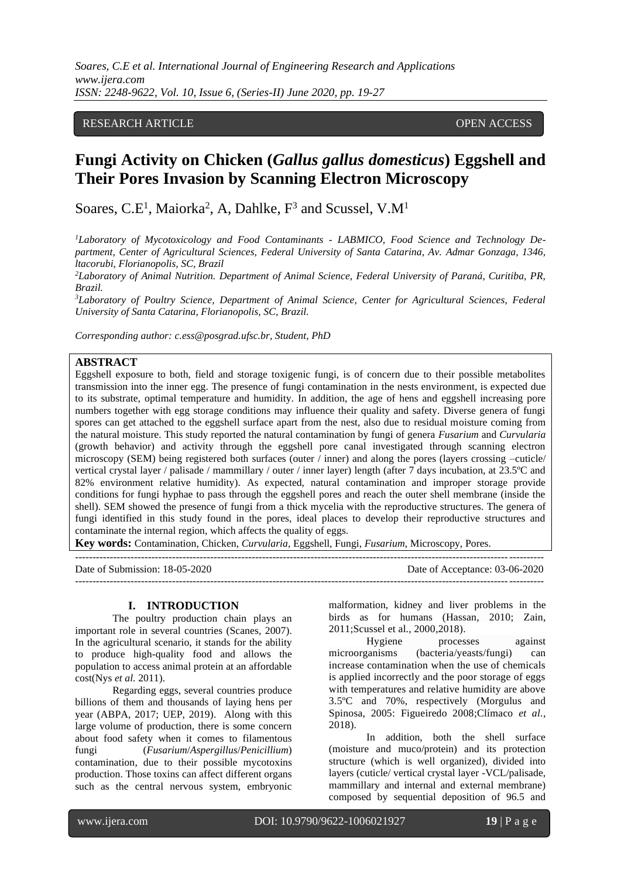RESEARCH ARTICLE OPEN ACCESS

# Fungi Activity on Chicken (*Gallus gallus domesticus*) Eggshell and Their Pores Invasion by Scanning Electron Microscopy

Soares, C.E[1], Maiorka[2], A, Dahlke, F[3] and Scussel, V.M[1]

[1]*Laboratory of Mycotoxicology and Food Contaminants - LABMICO, Food Science and Technology Department, Center of Agricultural Sciences, Federal University of Santa Catarina, Av. Admar Gonzaga, 1346, ltacorubi, Florianopolis, SC, Brazil*

[2]*Laboratory of Animal Nutrition. Department of Animal Science, Federal University of Paraná, Curitiba, PR, Brazil.*

[3]*Laboratory of Poultry Science, Department of Animal Science, Center for Agricultural Sciences, Federal University of Santa Catarina, Florianopolis, SC, Brazil.*

*Corresponding author: c.ess@posgrad.ufsc.br, Student, PhD*

**ABSTRACT**

Eggshell exposure to both, field and storage toxigenic fungi, is of concern due to their possible metabolites transmission into the inner egg. The presence of fungi contamination in the nests environment, is expected due to its substrate, optimal temperature and humidity. In addition, the age of hens and eggshell increasing pore numbers together with egg storage conditions may influence their quality and safety. Diverse genera of fungi spores can get attached to the eggshell surface apart from the nest, also due to residual moisture coming from the natural moisture. This study reported the natural contamination by fungi of genera *Fusarium* and *Curvularia* (growth behavior) and activity through the eggshell pore canal investigated through scanning electron microscopy (SEM) being registered both surfaces (outer / inner) and along the pores (layers crossing –cuticle/ vertical crystal layer / palisade / mammillary / outer / inner layer) length (after 7 days incubation, at 23.5ºC and 82% environment relative humidity). As expected, natural contamination and improper storage provide conditions for fungi hyphae to pass through the eggshell pores and reach the outer shell membrane (inside the shell). SEM showed the presence of fungi from a thick mycelia with the reproductive structures. The genera of fungi identified in this study found in the pores, ideal places to develop their reproductive structures and contaminate the internal region, which affects the quality of eggs.

**Key words:** Contamination, Chicken, *Curvularia*, Eggshell, Fungi, *Fusarium*, Microscopy, Pores.

Date of Submission: 18-05-2020 Date of Acceptance: 03-06-2020

## I. INTRODUCTION

The poultry production chain plays an important role in several countries (Scanes, 2007). In the agricultural scenario, it stands for the ability to produce high-quality food and allows the population to access animal protein at an affordable cost(Nys *et al.* 2011).

Regarding eggs, several countries produce billions of them and thousands of laying hens per year (ABPA, 2017; UEP, 2019). Along with this large volume of production, there is some concern about food safety when it comes to filamentous fungi (*Fusarium*/*Aspergillus*/*Penicillium*) contamination, due to their possible mycotoxins production. Those toxins can affect different organs such as the central nervous system, embryonic malformation, kidney and liver problems in the birds as for humans (Hassan, 2010; Zain, 2011;Scussel et al., 2000,2018).

Hygiene processes against microorganisms (bacteria/yeasts/fungi) can increase contamination when the use of chemicals is applied incorrectly and the poor storage of eggs with temperatures and relative humidity are above 3.5ºC and 70%, respectively (Morgulus and Spinosa, 2005: Figueiredo 2008;Clímaco *et al.*, 2018).

In addition, both the shell surface (moisture and muco/protein) and its protection structure (which is well organized), divided into layers (cuticle/ vertical crystal layer -VCL/palisade, mammillary and internal and external membrane) composed by sequential deposition of 96.5 and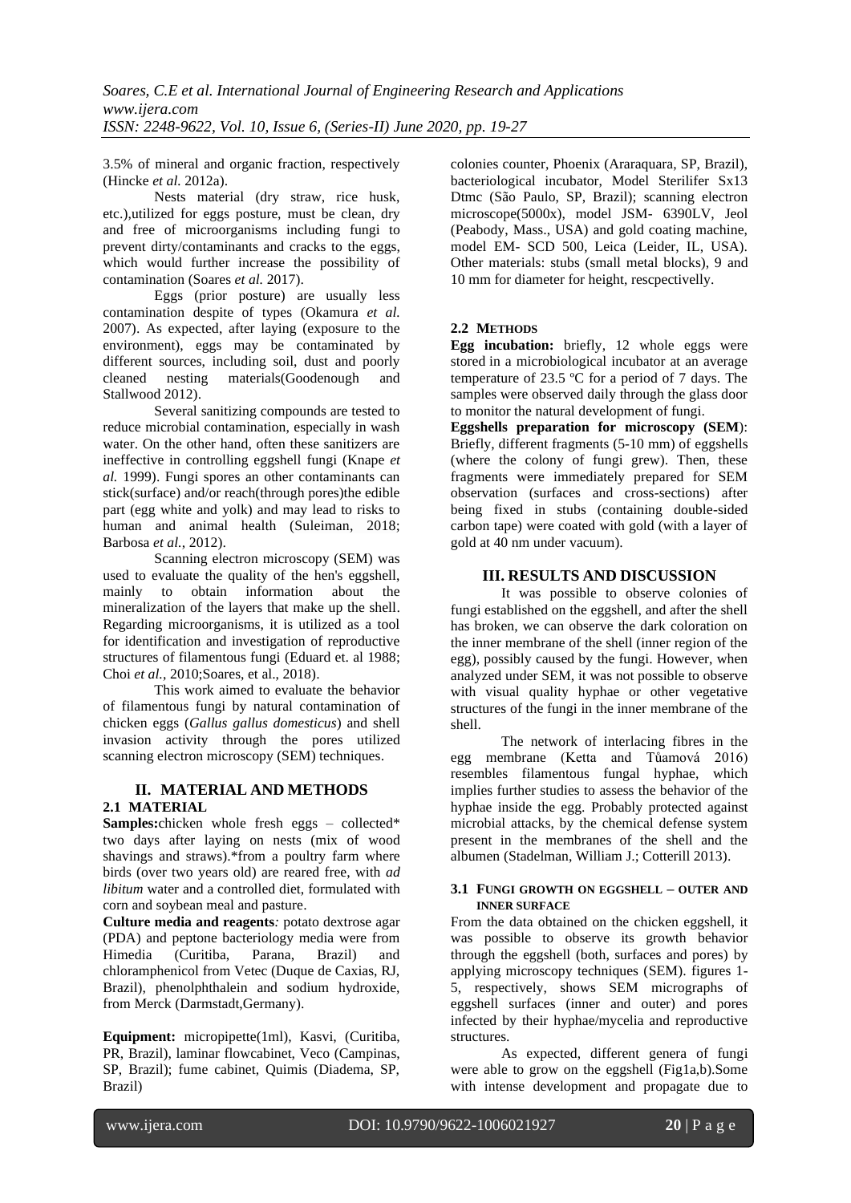3.5% of mineral and organic fraction, respectively (Hincke *et al.* 2012a).

Nests material (dry straw, rice husk, etc.),utilized for eggs posture, must be clean, dry and free of microorganisms including fungi to prevent dirty/contaminants and cracks to the eggs, which would further increase the possibility of contamination (Soares *et al.* 2017).

Eggs (prior posture) are usually less contamination despite of types (Okamura *et al.* 2007). As expected, after laying (exposure to the environment), eggs may be contaminated by different sources, including soil, dust and poorly cleaned nesting materials(Goodenough and Stallwood 2012).

Several sanitizing compounds are tested to reduce microbial contamination, especially in wash water. On the other hand, often these sanitizers are ineffective in controlling eggshell fungi (Knape *et al.* 1999). Fungi spores an other contaminants can stick(surface) and/or reach(through pores)the edible part (egg white and yolk) and may lead to risks to human and animal health (Suleiman, 2018; Barbosa *et al.*, 2012).

Scanning electron microscopy (SEM) was used to evaluate the quality of the hen's eggshell, mainly to obtain information about the mineralization of the layers that make up the shell. Regarding microorganisms, it is utilized as a tool for identification and investigation of reproductive structures of filamentous fungi (Eduard et. al 1988; Choi *et al.*, 2010;Soares, et al., 2018).

This work aimed to evaluate the behavior of filamentous fungi by natural contamination of chicken eggs (*Gallus gallus domesticus*) and shell invasion activity through the pores utilized scanning electron microscopy (SEM) techniques.

## II. MATERIAL AND METHODS

### 2.1 MATERIAL

**Samples:**chicken whole fresh eggs – collected* two days after laying on nests (mix of wood shavings and straws).*from a poultry farm where birds (over two years old) are reared free, with *ad libitum* water and a controlled diet, formulated with corn and soybean meal and pasture.

**Culture media and reagents***:* potato dextrose agar (PDA) and peptone bacteriology media were from Himedia (Curitiba, Parana, Brazil) and chloramphenicol from Vetec (Duque de Caxias, RJ, Brazil), phenolphthalein and sodium hydroxide, from Merck (Darmstadt,Germany).

**Equipment:** micropipette(1ml), Kasvi, (Curitiba, PR, Brazil), laminar flowcabinet, Veco (Campinas, SP, Brazil); fume cabinet, Quimis (Diadema, SP, Brazil) colonies counter, Phoenix (Araraquara, SP, Brazil), bacteriological incubator, Model Sterilifer Sx13 Dtmc (São Paulo, SP, Brazil); scanning electron microscope(5000x), model JSM- 6390LV, Jeol (Peabody, Mass., USA) and gold coating machine, model EM- SCD 500, Leica (Leider, IL, USA). Other materials: stubs (small metal blocks), 9 and 10 mm for diameter for height, rescpectivelly.

### 2.2 METHODS

**Egg incubation:** briefly, 12 whole eggs were stored in a microbiological incubator at an average temperature of 23.5 ºC for a period of 7 days. The samples were observed daily through the glass door to monitor the natural development of fungi.

**Eggshells preparation for microscopy (SEM**): Briefly, different fragments (5-10 mm) of eggshells (where the colony of fungi grew). Then, these fragments were immediately prepared for SEM observation (surfaces and cross-sections) after being fixed in stubs (containing double-sided carbon tape) were coated with gold (with a layer of gold at 40 nm under vacuum).

## III. RESULTS AND DISCUSSION

It was possible to observe colonies of fungi established on the eggshell, and after the shell has broken, we can observe the dark coloration on the inner membrane of the shell (inner region of the egg), possibly caused by the fungi. However, when analyzed under SEM, it was not possible to observe with visual quality hyphae or other vegetative structures of the fungi in the inner membrane of the shell.

The network of interlacing fibres in the egg membrane (Ketta and Tůmová 2016) resembles filamentous fungal hyphae, which implies further studies to assess the behavior of the hyphae inside the egg. Probably protected against microbial attacks, by the chemical defense system present in the membranes of the shell and the albumen (Stadelman, William J.; Cotterill 2013).

### 3.1 FUNGI GROWTH ON EGGSHELL – OUTER AND INNER SURFACE

From the data obtained on the chicken eggshell, it was possible to observe its growth behavior through the eggshell (both, surfaces and pores) by applying microscopy techniques (SEM). figures 1-5, respectively, shows SEM micrographs of eggshell surfaces (inner and outer) and pores infected by their hyphae/mycelia and reproductive structures.

As expected, different genera of fungi were able to grow on the eggshell (Fig1a,b).Some with intense development and propagate due to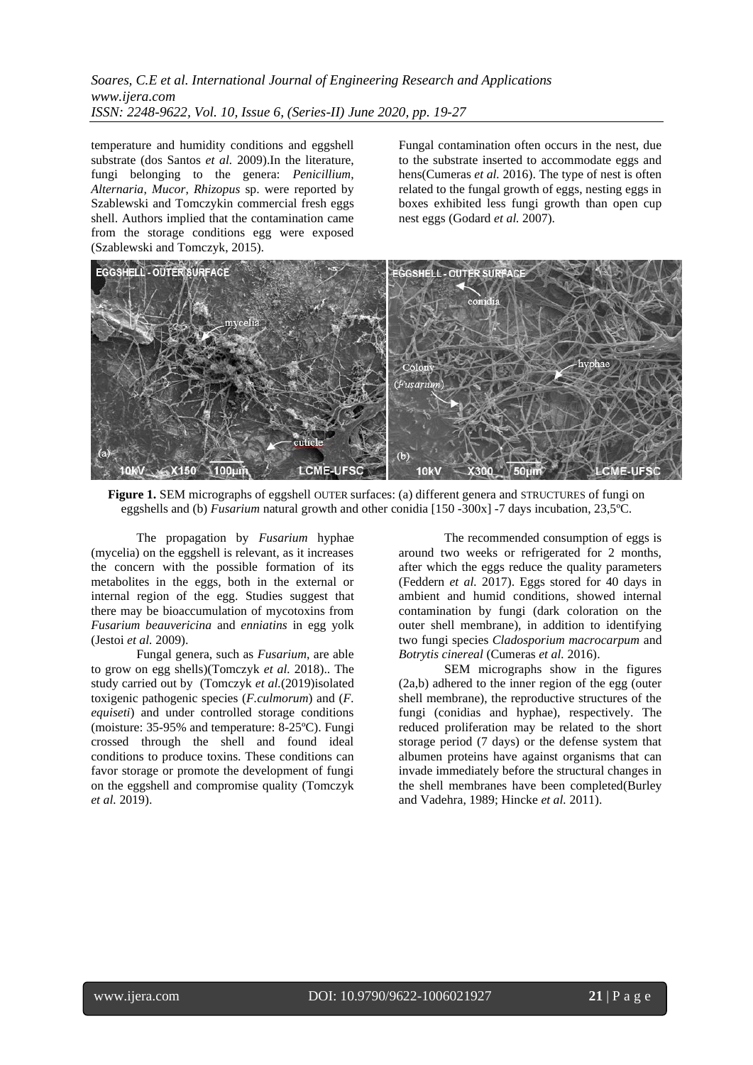temperature and humidity conditions and eggshell substrate (dos Santos *et al.* 2009).In the literature, fungi belonging to the genera: *Penicillium*, *Alternaria*, *Mucor*, *Rhizopus* sp. were reported by Szablewski and Tomczykin commercial fresh eggs shell. Authors implied that the contamination came from the storage conditions egg were exposed (Szablewski and Tomczyk, 2015).

Fungal contamination often occurs in the nest, due to the substrate inserted to accommodate eggs and hens(Cumeras *et al.* 2016). The type of nest is often related to the fungal growth of eggs, nesting eggs in boxes exhibited less fungi growth than open cup nest eggs (Godard *et al.* 2007).

**Figure 1.** SEM micrographs of eggshell OUTER surfaces: (a) different genera and STRUCTURES of fungi on eggshells and (b) *Fusarium* natural growth and other conidia [150 -300x] -7 days incubation, 23,5ºC.

The propagation by *Fusarium* hyphae (mycelia) on the eggshell is relevant, as it increases the concern with the possible formation of its metabolites in the eggs, both in the external or internal region of the egg. Studies suggest that there may be bioaccumulation of mycotoxins from *Fusarium beauvericina* and *enniatins* in egg yolk (Jestoi *et al.* 2009).

Fungal genera, such as *Fusarium*, are able to grow on egg shells)(Tomczyk *et al.* 2018).. The study carried out by (Tomczyk *et al.*(2019)isolated toxigenic pathogenic species (*F.culmorum*) and (*F. equiseti*) and under controlled storage conditions (moisture: 35-95% and temperature: 8-25ºC). Fungi crossed through the shell and found ideal conditions to produce toxins. These conditions can favor storage or promote the development of fungi on the eggshell and compromise quality (Tomczyk *et al.* 2019).

The recommended consumption of eggs is around two weeks or refrigerated for 2 months, after which the eggs reduce the quality parameters (Feddern *et al.* 2017). Eggs stored for 40 days in ambient and humid conditions, showed internal contamination by fungi (dark coloration on the outer shell membrane), in addition to identifying two fungi species *Cladosporium macrocarpum* and *Botrytis cinereal* (Cumeras *et al.* 2016).

SEM micrographs show in the figures (2a,b) adhered to the inner region of the egg (outer shell membrane), the reproductive structures of the fungi (conidias and hyphae), respectively. The reduced proliferation may be related to the short storage period (7 days) or the defense system that albumen proteins have against organisms that can invade immediately before the structural changes in the shell membranes have been completed(Burley and Vadehra, 1989; Hincke *et al.* 2011).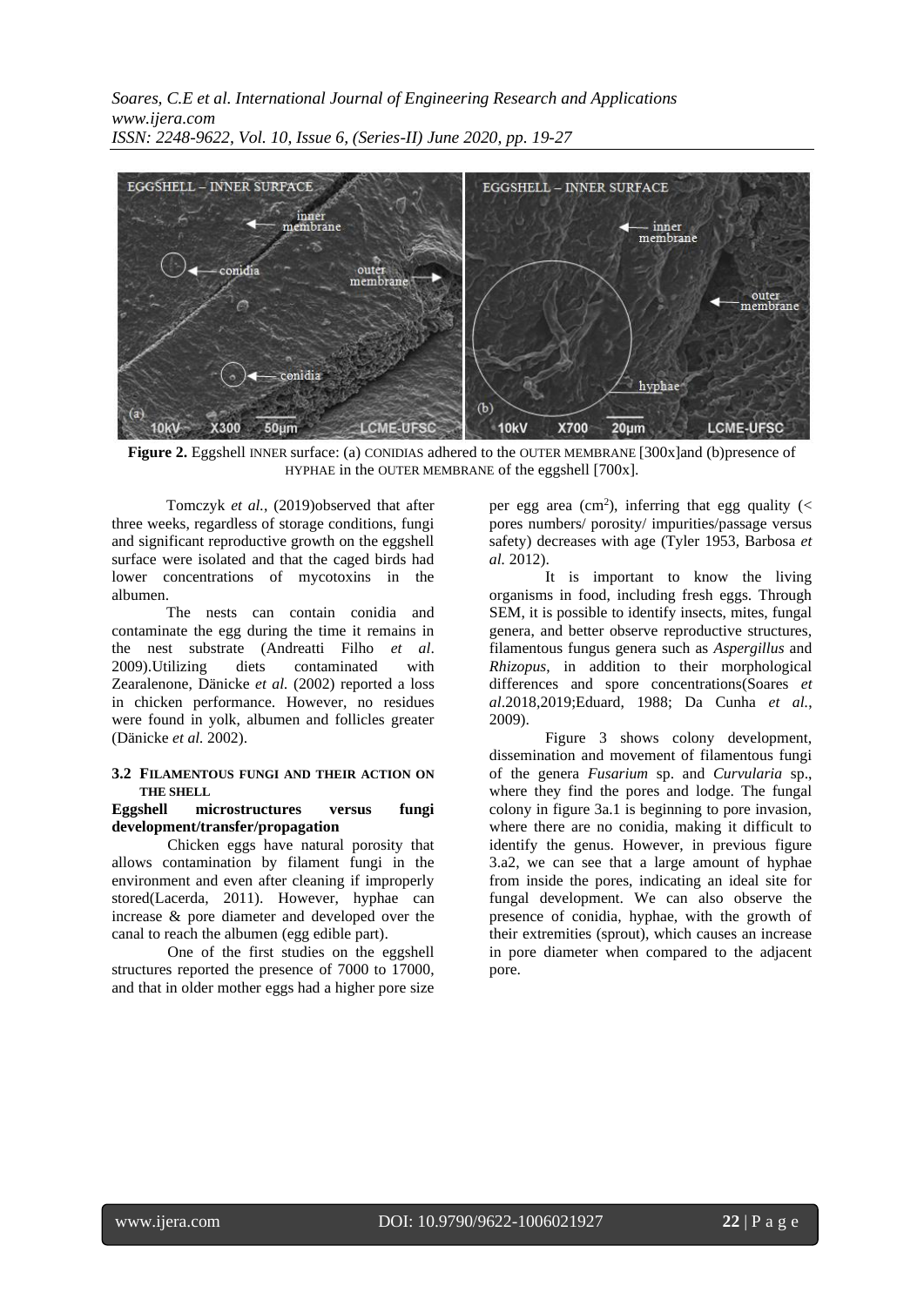**Figure 2.** Eggshell INNER surface: (a) CONIDIAS adhered to the OUTER MEMBRANE [300x]and (b)presence of HYPHAE in the OUTER MEMBRANE of the eggshell [700x].

Tomczyk *et al.*, (2019)observed that after three weeks, regardless of storage conditions, fungi and significant reproductive growth on the eggshell surface were isolated and that the caged birds had lower concentrations of mycotoxins in the albumen.

The nests can contain conidia and contaminate the egg during the time it remains in the nest substrate (Andreatti Filho *et al*. 2009).Utilizing diets contaminated with Zearalenone, Dänicke *et al.* (2002) reported a loss in chicken performance. However, no residues were found in yolk, albumen and follicles greater (Dänicke *et al.* 2002).

### 3.2 FILAMENTOUS FUNGI AND THEIR ACTION ON THE SHELL

**Eggshell microstructures versus fungi development/transfer/propagation**

Chicken eggs have natural porosity that allows contamination by filament fungi in the environment and even after cleaning if improperly stored(Lacerda, 2011). However, hyphae can increase & pore diameter and developed over the canal to reach the albumen (egg edible part).

One of the first studies on the eggshell structures reported the presence of 7000 to 17000, and that in older mother eggs had a higher pore size per egg area (cm$^2$), inferring that egg quality (< pores numbers/ porosity/ impurities/passage versus safety) decreases with age (Tyler 1953, Barbosa *et al.* 2012).

It is important to know the living organisms in food, including fresh eggs. Through SEM, it is possible to identify insects, mites, fungal genera, and better observe reproductive structures, filamentous fungus genera such as *Aspergillus* and *Rhizopus*, in addition to their morphological differences and spore concentrations(Soares *et al*.2018,2019;Eduard, 1988; Da Cunha *et al.*, 2009).

Figure 3 shows colony development, dissemination and movement of filamentous fungi of the genera *Fusarium* sp. and *Curvularia* sp., where they find the pores and lodge. The fungal colony in figure 3a.1 is beginning to pore invasion, where there are no conidia, making it difficult to identify the genus. However, in previous figure 3.a2, we can see that a large amount of hyphae from inside the pores, indicating an ideal site for fungal development. We can also observe the presence of conidia, hyphae, with the growth of their extremities (sprout), which causes an increase in pore diameter when compared to the adjacent pore.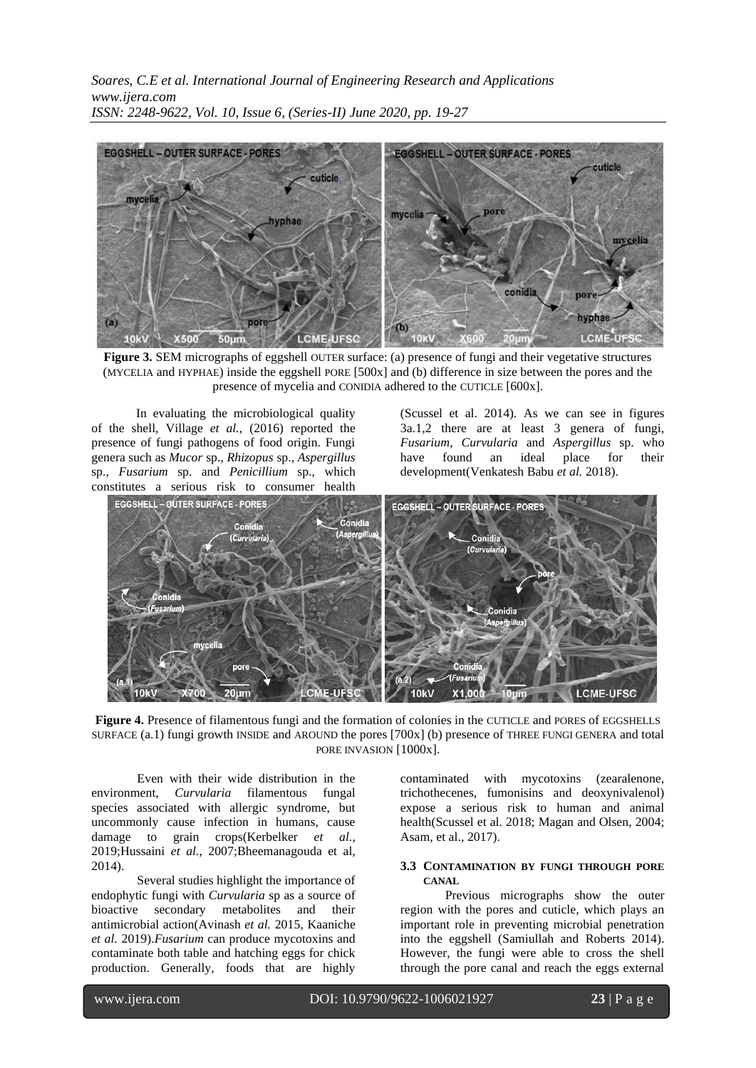**Figure 3.** SEM micrographs of eggshell OUTER surface: (a) presence of fungi and their vegetative structures (MYCELIA and HYPHAE) inside the eggshell PORE [500x] and (b) difference in size between the pores and the presence of mycelia and CONIDIA adhered to the CUTICLE [600x].

In evaluating the microbiological quality of the shell, Village *et al.*, (2016) reported the presence of fungi pathogens of food origin. Fungi genera such as *Mucor* sp., *Rhizopus* sp., *Aspergillus* sp., *Fusarium* sp. and *Penicillium* sp., which constitutes a serious risk to consumer health (Scussel et al. 2014). As we can see in figures 3a.1,2 there are at least 3 genera of fungi, *Fusarium*, *Curvularia* and *Aspergillus* sp. who have found an ideal place for their development(Venkatesh Babu *et al.* 2018).

**Figure 4.** Presence of filamentous fungi and the formation of colonies in the CUTICLE and PORES of EGGSHELLS SURFACE (a.1) fungi growth INSIDE and AROUND the pores [700x] (b) presence of THREE FUNGI GENERA and total PORE INVASION [1000x].

Even with their wide distribution in the environment, *Curvularia* filamentous fungal species associated with allergic syndrome, but uncommonly cause infection in humans, cause damage to grain crops(Kerbelker *et al.*, 2019;Hussaini *et al.*, 2007;Bheemanagouda et al, 2014).

Several studies highlight the importance of endophytic fungi with *Curvularia* sp as a source of bioactive secondary metabolites and their antimicrobial action(Avinash *et al.* 2015, Kaaniche *et al.* 2019).*Fusarium* can produce mycotoxins and contaminate both table and hatching eggs for chick production. Generally, foods that are highly contaminated with mycotoxins (zearalenone, trichothecenes, fumonisins and deoxynivalenol) expose a serious risk to human and animal health(Scussel et al. 2018; Magan and Olsen, 2004; Asam, et al., 2017).

### 3.3 CONTAMINATION BY FUNGI THROUGH PORE CANAL

Previous micrographs show the outer region with the pores and cuticle, which plays an important role in preventing microbial penetration into the eggshell (Samiullah and Roberts 2014). However, the fungi were able to cross the shell through the pore canal and reach the eggs external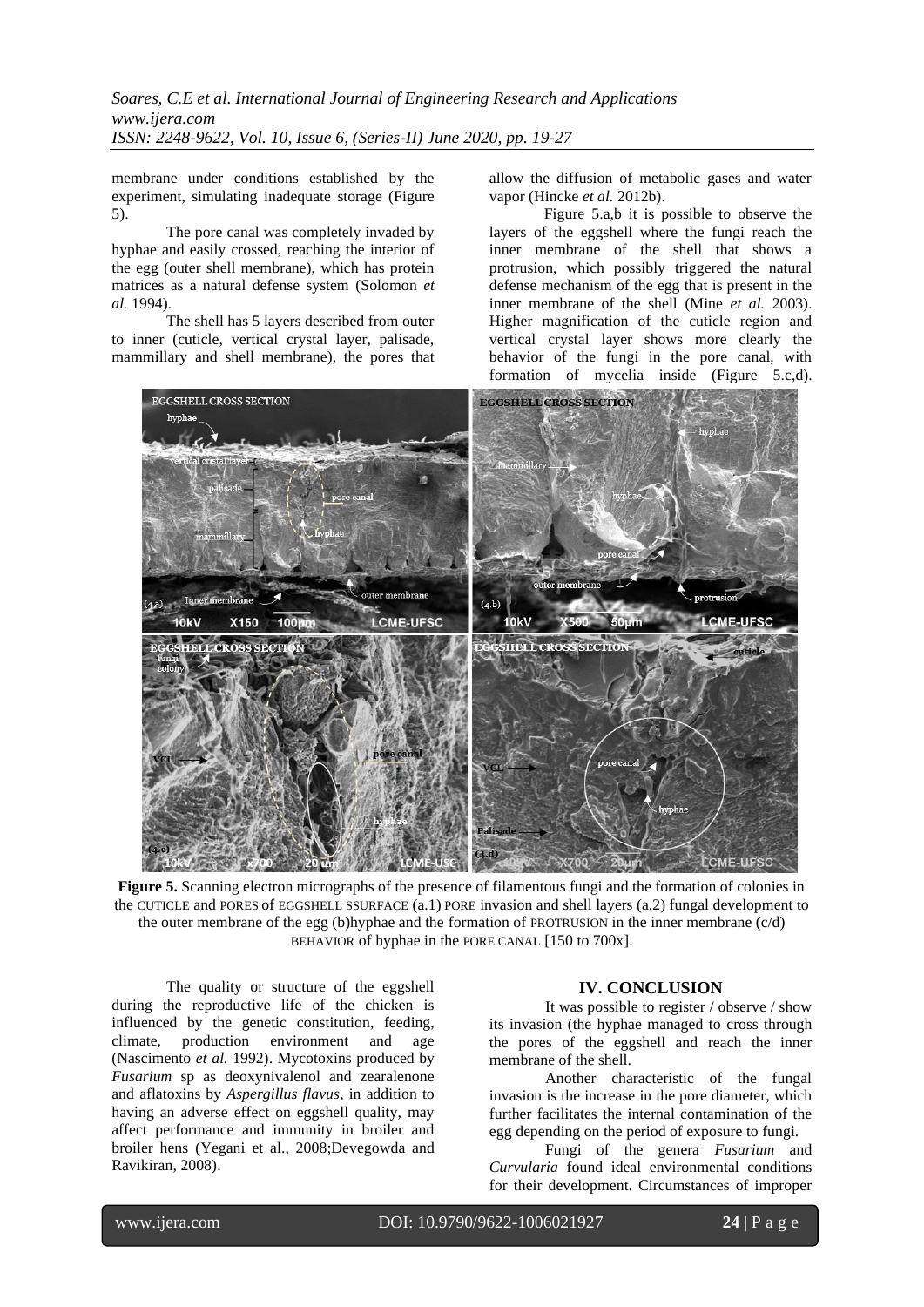membrane under conditions established by the experiment, simulating inadequate storage (Figure 5).

The pore canal was completely invaded by hyphae and easily crossed, reaching the interior of the egg (outer shell membrane), which has protein matrices as a natural defense system (Solomon *et al.* 1994).

The shell has 5 layers described from outer to inner (cuticle, vertical crystal layer, palisade, mammillary and shell membrane), the pores that allow the diffusion of metabolic gases and water vapor (Hincke *et al.* 2012b).

Figure 5.a,b it is possible to observe the layers of the eggshell where the fungi reach the inner membrane of the shell that shows a protrusion, which possibly triggered the natural defense mechanism of the egg that is present in the inner membrane of the shell (Mine *et al.* 2003). Higher magnification of the cuticle region and vertical crystal layer shows more clearly the behavior of the fungi in the pore canal, with formation of mycelia inside (Figure 5.c,d).

**Figure 5.** Scanning electron micrographs of the presence of filamentous fungi and the formation of colonies in the CUTICLE and PORES of EGGSHELL SSURFACE (a.1) PORE invasion and shell layers (a.2) fungal development to the outer membrane of the egg (b)hyphae and the formation of PROTRUSION in the inner membrane (c/d) BEHAVIOR of hyphae in the PORE CANAL [150 to 700x].

The quality or structure of the eggshell during the reproductive life of the chicken is influenced by the genetic constitution, feeding, climate, production environment and age (Nascimento *et al.* 1992). Mycotoxins produced by *Fusarium* sp as deoxynivalenol and zearalenone and aflatoxins by *Aspergillus flavus*, in addition to having an adverse effect on eggshell quality, may affect performance and immunity in broiler and broiler hens (Yegani et al., 2008;Devegowda and Ravikiran, 2008).

## IV. CONCLUSION

It was possible to register / observe / show its invasion (the hyphae managed to cross through the pores of the eggshell and reach the inner membrane of the shell.

Another characteristic of the fungal invasion is the increase in the pore diameter, which further facilitates the internal contamination of the egg depending on the period of exposure to fungi.

Fungi of the genera *Fusarium* and *Curvularia* found ideal environmental conditions for their development. Circumstances of improper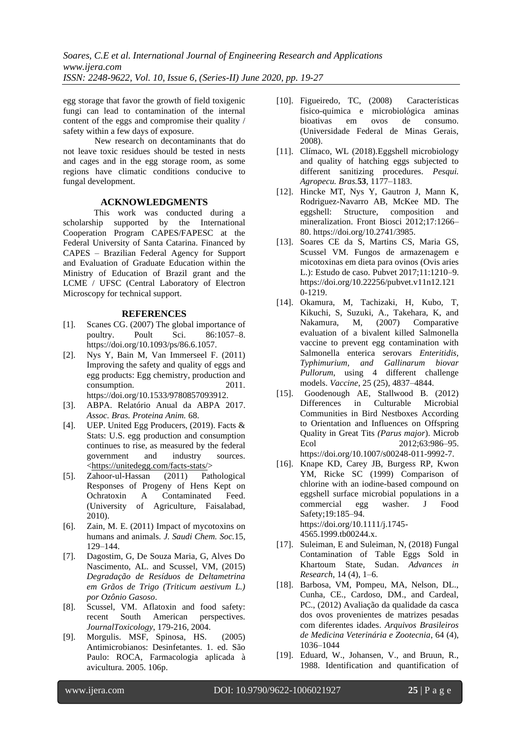egg storage that favor the growth of field toxigenic fungi can lead to contamination of the internal content of the eggs and compromise their quality / safety within a few days of exposure.

New research on decontaminants that do not leave toxic residues should be tested in nests and cages and in the egg storage room, as some regions have climatic conditions conducive to fungal development.

## ACKNOWLEDGMENTS

This work was conducted during a scholarship supported by the International Cooperation Program CAPES/FAPESC at the Federal University of Santa Catarina. Financed by CAPES – Brazilian Federal Agency for Support and Evaluation of Graduate Education within the Ministry of Education of Brazil grant and the LCME / UFSC (Central Laboratory of Electron Microscopy for technical support.

## REFERENCES

- [1]. Scanes CG. (2007) The global importance of poultry. Poult Sci. 86:1057–8. https://doi.org/10.1093/ps/86.6.1057.
- [2]. Nys Y, Bain M, Van Immerseel F. (2011) Improving the safety and quality of eggs and egg products: Egg chemistry, production and consumption. 2011. https://doi.org/10.1533/9780857093912.
- [3]. ABPA. Relatório Anual da ABPA 2017. *Assoc. Bras. Proteina Anim.* 68.
- [4]. UEP. United Egg Producers, (2019). Facts & Stats: U.S. egg production and consumption continues to rise, as measured by the federal government and industry sources. <https://unitedegg.com/facts-stats/>
- [5]. Zahoor-ul-Hassan (2011) Pathological Responses of Progeny of Hens Kept on Ochratoxin A Contaminated Feed. (University of Agriculture, Faisalabad, 2010).
- [6]. Zain, M. E. (2011) Impact of mycotoxins on humans and animals. *J. Saudi Chem. Soc.*15, 129–144.
- [7]. Dagostim, G, De Souza Maria, G, Alves Do Nascimento, AL. and Scussel, VM, (2015) *Degradação de Resíduos de Deltametrina em Grãos de Trigo (Triticum aestivum L.) por Ozônio Gasoso*.
- [8]. Scussel, VM. Aflatoxin and food safety: recent South American perspectives. *JournalToxicology*, 179-216, 2004.
- [9]. Morgulis. MSF, Spinosa, HS. (2005) Antimicrobianos: Desinfetantes. 1. ed. São Paulo: ROCA, Farmacologia aplicada à avicultura. 2005. 106p.
- [10]. Figueiredo, TC, (2008) Características físico-química e microbiológica aminas bioativas em ovos de consumo. (Universidade Federal de Minas Gerais, 2008).
- [11]. Clímaco, WL (2018).Eggshell microbiology and quality of hatching eggs subjected to different sanitizing procedures. *Pesqui. Agropecu. Bras.***53**, 1177–1183.
- [12]. Hincke MT, Nys Y, Gautron J, Mann K, Rodriguez-Navarro AB, McKee MD. The eggshell: Structure, composition and mineralization. Front Biosci 2012;17:1266–80. https://doi.org/10.2741/3985.
- [13]. Soares CE da S, Martins CS, Maria GS, Scussel VM. Fungos de armazenagem e micotoxinas em dieta para ovinos (Ovis aries L.): Estudo de caso. Pubvet 2017;11:1210–9. https://doi.org/10.22256/pubvet.v11n12.1210-1219.
- [14]. Okamura, M, Tachizaki, H, Kubo, T, Kikuchi, S, Suzuki, A., Takehara, K, and Nakamura, M, (2007) Comparative evaluation of a bivalent killed Salmonella vaccine to prevent egg contamination with Salmonella enterica serovars *Enteritidis, Typhimurium, and Gallinarum biovar Pullorum*, using 4 different challenge models. *Vaccine*, 25 (25), 4837–4844.
- [15]. Goodenough AE, Stallwood B. (2012) Differences in Culturable Microbial Communities in Bird Nestboxes According to Orientation and Influences on Offspring Quality in Great Tits *(Parus major*). Microb Ecol 2012;63:986–95. https://doi.org/10.1007/s00248-011-9992-7.
- [16]. Knape KD, Carey JB, Burgess RP, Kwon YM, Ricke SC (1999) Comparison of chlorine with an iodine-based compound on eggshell surface microbial populations in a commercial egg washer. J Food Safety;19:185–94. https://doi.org/10.1111/j.1745-4565.1999.tb00244.x.
- [17]. Suleiman, E and Suleiman, N, (2018) Fungal Contamination of Table Eggs Sold in Khartoum State, Sudan. *Advances in Research*, 14 (4), 1–6.
- [18]. Barbosa, VM, Pompeu, MA, Nelson, DL., Cunha, CE., Cardoso, DM., and Cardeal, PC., (2012) Avaliação da qualidade da casca dos ovos provenientes de matrizes pesadas com diferentes idades. *Arquivos Brasileiros de Medicina Veterinária e Zootecnia*, 64 (4), 1036–1044
- [19]. Eduard, W., Johansen, V., and Bruun, R., 1988. Identification and quantification of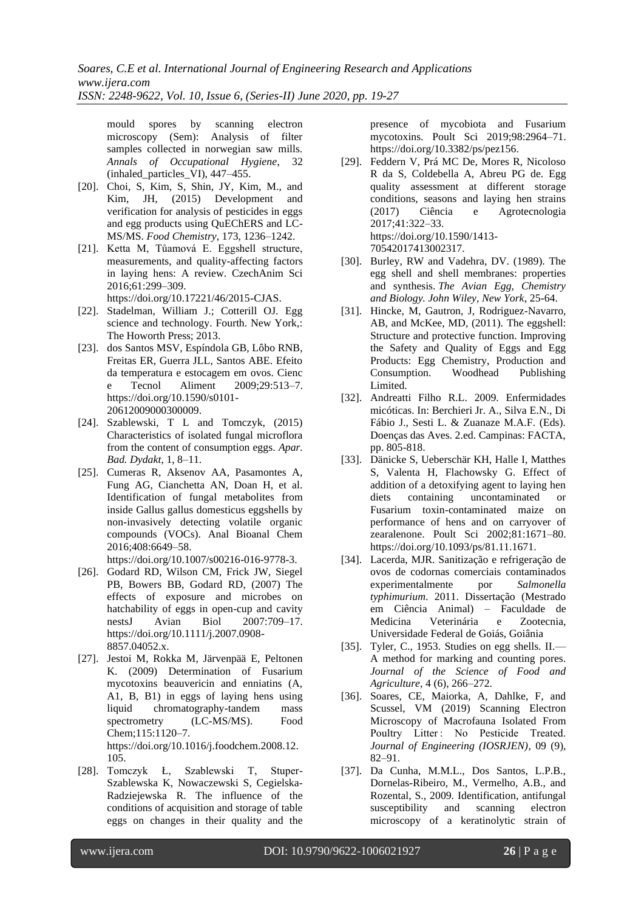mould spores by scanning electron microscopy (Sem): Analysis of filter samples collected in norwegian saw mills. *Annals of Occupational Hygiene,* 32 (inhaled_particles_VI), 447–455.

[20]. Choi, S, Kim, S, Shin, JY, Kim, M., and Kim, JH, (2015) Development and verification for analysis of pesticides in eggs and egg products using QuEChERS and LC-MS/MS. *Food Chemistry*, 173, 1236–1242.

[21]. Ketta M, Tůamová E. Eggshell structure, measurements, and quality-affecting factors in laying hens: A review. CzechAnim Sci 2016;61:299–309. https://doi.org/10.17221/46/2015-CJAS.

[22]. Stadelman, William J.; Cotterill OJ. Egg science and technology. Fourth. New York,: The Howorth Press; 2013.

[23]. dos Santos MSV, Espíndola GB, Lôbo RNB, Freitas ER, Guerra JLL, Santos ABE. Efeito da temperatura e estocagem em ovos. Cienc e Tecnol Aliment 2009;29:513–7. https://doi.org/10.1590/s0101-20612009000300009.

[24]. Szablewski, T L and Tomczyk, (2015) Characteristics of isolated fungal microflora from the content of consumption eggs. *Apar. Bad. Dydakt*, 1, 8–11.

[25]. Cumeras R, Aksenov AA, Pasamontes A, Fung AG, Cianchetta AN, Doan H, et al. Identification of fungal metabolites from inside Gallus gallus domesticus eggshells by non-invasively detecting volatile organic compounds (VOCs). Anal Bioanal Chem 2016;408:6649–58. https://doi.org/10.1007/s00216-016-9778-3.

[26]. Godard RD, Wilson CM, Frick JW, Siegel PB, Bowers BB, Godard RD, (2007) The effects of exposure and microbes on hatchability of eggs in open-cup and cavity nestsJ Avian Biol 2007:709–17. https://doi.org/10.1111/j.2007.0908-8857.04052.x.

[27]. Jestoi M, Rokka M, Järvenpää E, Peltonen K. (2009) Determination of Fusarium mycotoxins beauvericin and enniatins (A, A1, B, B1) in eggs of laying hens using liquid chromatography-tandem mass spectrometry (LC-MS/MS). Food Chem;115:1120–7. https://doi.org/10.1016/j.foodchem.2008.12.105.

[28]. Tomczyk Ł, Szablewski T, Stuper-Szablewska K, Nowaczewski S, Cegielska-Radziejewska R. The influence of the conditions of acquisition and storage of table eggs on changes in their quality and the presence of mycobiota and Fusarium mycotoxins. Poult Sci 2019;98:2964–71. https://doi.org/10.3382/ps/pez156.

[29]. Feddern V, Prá MC De, Mores R, Nicoloso R da S, Coldebella A, Abreu PG de. Egg quality assessment at different storage conditions, seasons and laying hen strains (2017) Ciência e Agrotecnologia 2017;41:322–33. https://doi.org/10.1590/1413-70542017413002317.

[30]. Burley, RW and Vadehra, DV. (1989). The egg shell and shell membranes: properties and synthesis. *The Avian Egg, Chemistry and Biology. John Wiley, New York*, 25-64.

[31]. Hincke, M, Gautron, J, Rodriguez-Navarro, AB, and McKee, MD, (2011). The eggshell: Structure and protective function. Improving the Safety and Quality of Eggs and Egg Products: Egg Chemistry, Production and Consumption. Woodhead Publishing Limited.

[32]. Andreatti Filho R.L. 2009. Enfermidades micóticas. In: Berchieri Jr. A., Silva E.N., Di Fábio J., Sesti L. & Zuanaze M.A.F. (Eds). Doenças das Aves. 2.ed. Campinas: FACTA, pp. 805-818.

[33]. Dänicke S, Ueberschär KH, Halle I, Matthes S, Valenta H, Flachowsky G. Effect of addition of a detoxifying agent to laying hen diets containing uncontaminated or Fusarium toxin-contaminated maize on performance of hens and on carryover of zearalenone. Poult Sci 2002;81:1671–80. https://doi.org/10.1093/ps/81.11.1671.

[34]. Lacerda, MJR. Sanitização e refrigeração de ovos de codornas comerciais contaminados experimentalmente por *Salmonella typhimurium*. 2011. Dissertação (Mestrado em Ciência Animal) – Faculdade de Medicina Veterinária e Zootecnia, Universidade Federal de Goiás, Goiânia

[35]. Tyler, C., 1953. Studies on egg shells. II.—A method for marking and counting pores. *Journal of the Science of Food and Agriculture*, 4 (6), 266–272.

[36]. Soares, CE, Maiorka, A, Dahlke, F, and Scussel, VM (2019) Scanning Electron Microscopy of Macrofauna Isolated From Poultry Litter : No Pesticide Treated. *Journal of Engineering (IOSRJEN)*, 09 (9), 82–91.

[37]. Da Cunha, M.M.L., Dos Santos, L.P.B., Dornelas-Ribeiro, M., Vermelho, A.B., and Rozental, S., 2009. Identification, antifungal susceptibility and scanning electron microscopy of a keratinolytic strain of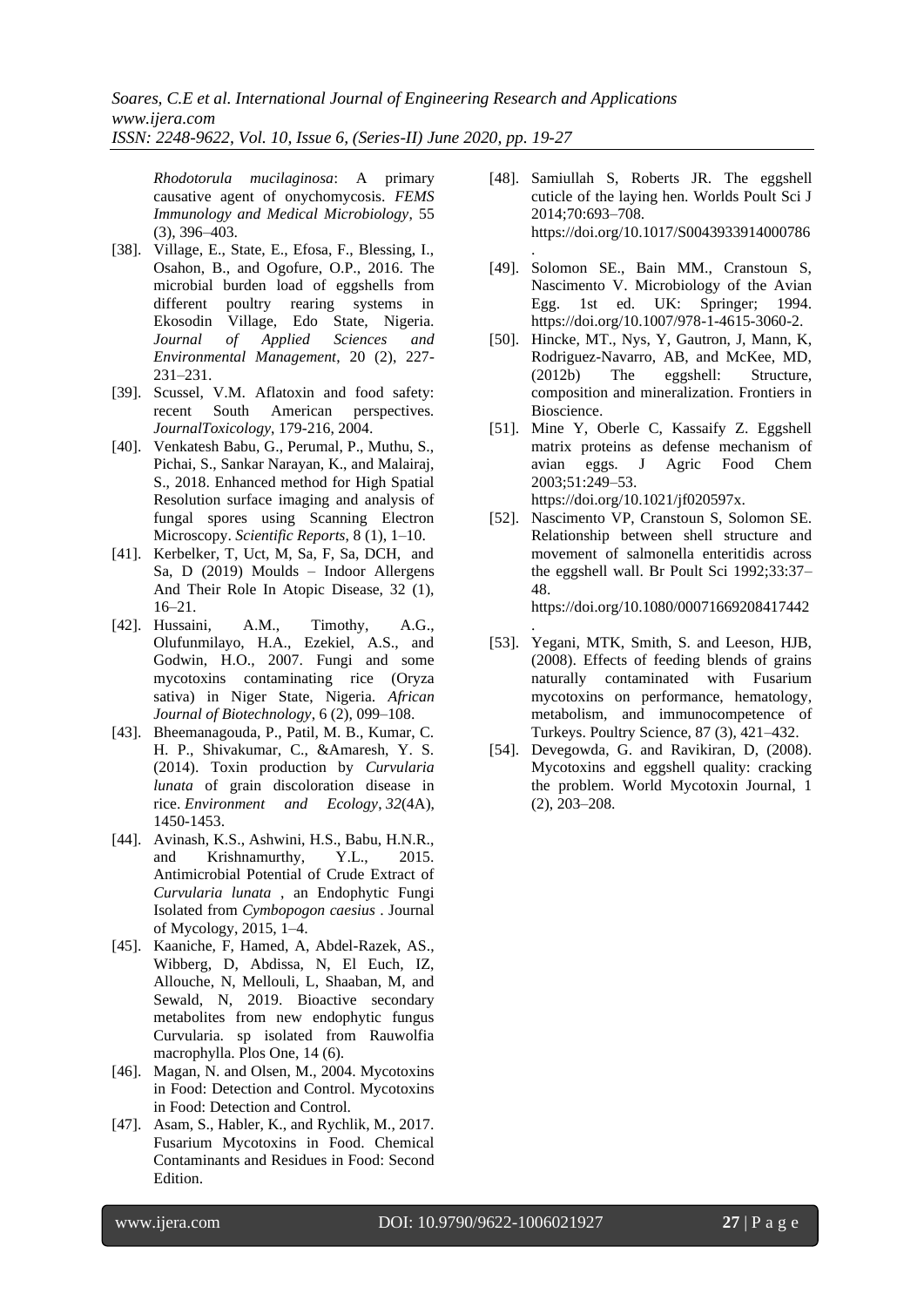*Rhodotorula mucilaginosa*: A primary causative agent of onychomycosis. *FEMS Immunology and Medical Microbiology*, 55 (3), 396–403.

[38]. Village, E., State, E., Efosa, F., Blessing, I., Osahon, B., and Ogofure, O.P., 2016. The microbial burden load of eggshells from different poultry rearing systems in Ekosodin Village, Edo State, Nigeria. *Journal of Applied Sciences and Environmental Management*, 20 (2), 227-231–231.

[39]. Scussel, V.M. Aflatoxin and food safety: recent South American perspectives. *JournalToxicology*, 179-216, 2004.

[40]. Venkatesh Babu, G., Perumal, P., Muthu, S., Pichai, S., Sankar Narayan, K., and Malairaj, S., 2018. Enhanced method for High Spatial Resolution surface imaging and analysis of fungal spores using Scanning Electron Microscopy. *Scientific Reports*, 8 (1), 1–10.

[41]. Kerbelker, T, Uct, M, Sa, F, Sa, DCH, and Sa, D (2019) Moulds – Indoor Allergens And Their Role In Atopic Disease, 32 (1), 16–21.

[42]. Hussaini, A.M., Timothy, A.G., Olufunmilayo, H.A., Ezekiel, A.S., and Godwin, H.O., 2007. Fungi and some mycotoxins contaminating rice (Oryza sativa) in Niger State, Nigeria. *African Journal of Biotechnology*, 6 (2), 099–108.

[43]. Bheemanagouda, P., Patil, M. B., Kumar, C. H. P., Shivakumar, C., &Amaresh, Y. S. (2014). Toxin production by *Curvularia lunata* of grain discoloration disease in rice. *Environment and Ecology*, *32*(4A), 1450-1453.

[44]. Avinash, K.S., Ashwini, H.S., Babu, H.N.R., and Krishnamurthy, Y.L., 2015. Antimicrobial Potential of Crude Extract of *Curvularia lunata* , an Endophytic Fungi Isolated from *Cymbopogon caesius* . Journal of Mycology, 2015, 1–4.

[45]. Kaaniche, F, Hamed, A, Abdel-Razek, AS., Wibberg, D, Abdissa, N, El Euch, IZ, Allouche, N, Mellouli, L, Shaaban, M, and Sewald, N, 2019. Bioactive secondary metabolites from new endophytic fungus Curvularia. sp isolated from Rauwolfia macrophylla. Plos One, 14 (6).

[46]. Magan, N. and Olsen, M., 2004. Mycotoxins in Food: Detection and Control. Mycotoxins in Food: Detection and Control.

[47]. Asam, S., Habler, K., and Rychlik, M., 2017. Fusarium Mycotoxins in Food. Chemical Contaminants and Residues in Food: Second Edition.

[48]. Samiullah S, Roberts JR. The eggshell cuticle of the laying hen. Worlds Poult Sci J 2014;70:693–708. https://doi.org/10.1017/S0043933914000786.

[49]. Solomon SE., Bain MM., Cranstoun S, Nascimento V. Microbiology of the Avian Egg. 1st ed. UK: Springer; 1994. https://doi.org/10.1007/978-1-4615-3060-2.

[50]. Hincke, MT., Nys, Y, Gautron, J, Mann, K, Rodriguez-Navarro, AB, and McKee, MD, (2012b) The eggshell: Structure, composition and mineralization. Frontiers in Bioscience.

[51]. Mine Y, Oberle C, Kassaify Z. Eggshell matrix proteins as defense mechanism of avian eggs. J Agric Food Chem 2003;51:249–53. https://doi.org/10.1021/jf020597x.

[52]. Nascimento VP, Cranstoun S, Solomon SE. Relationship between shell structure and movement of salmonella enteritidis across the eggshell wall. Br Poult Sci 1992;33:37–48. https://doi.org/10.1080/00071669208417442.

[53]. Yegani, MTK, Smith, S. and Leeson, HJB, (2008). Effects of feeding blends of grains naturally contaminated with Fusarium mycotoxins on performance, hematology, metabolism, and immunocompetence of Turkeys. Poultry Science, 87 (3), 421–432.

[54]. Devegowda, G. and Ravikiran, D, (2008). Mycotoxins and eggshell quality: cracking the problem. World Mycotoxin Journal, 1 (2), 203–208.